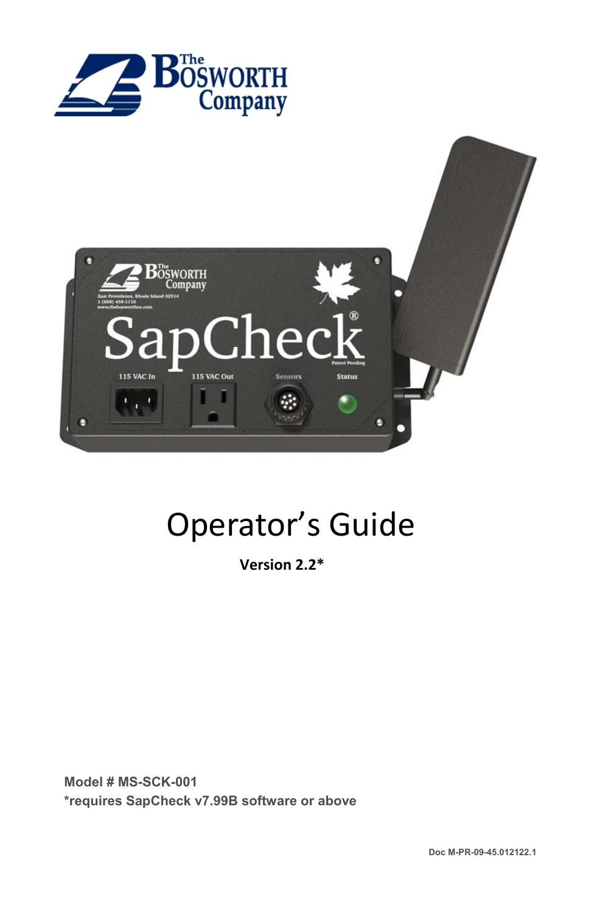# Operator's Guide

**Version 2.2***

**Model # MS-SCK-001**
***requires SapCheck v7.99B software or above**

Doc M-PR-09-45.012122.1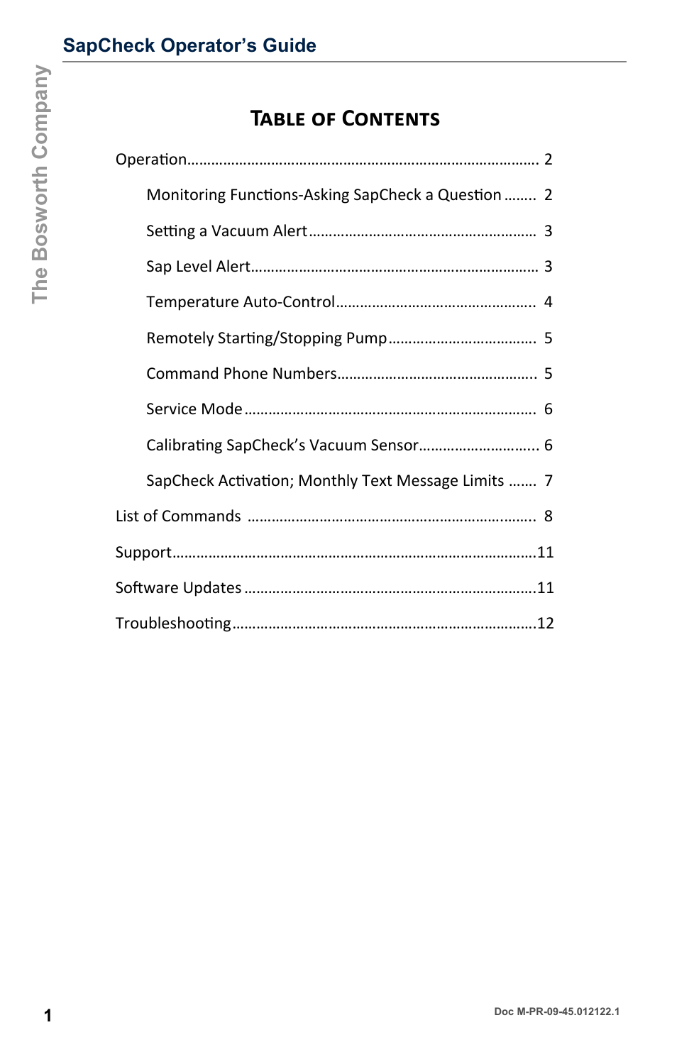# TABLE OF CONTENTS

Operation........................................................................................ 2

- Monitoring Functions-Asking SapCheck a Question ........ 2
- Setting a Vacuum Alert........................................................ 3
- Sap Level Alert....................................................................... 3
- Temperature Auto-Control.................................................. 4
- Remotely Starting/Stopping Pump..................................... 5
- Command Phone Numbers.................................................. 5
- Service Mode.......................................................................... 6
- Calibrating SapCheck's Vacuum Sensor............................. 6
- SapCheck Activation; Monthly Text Message Limits ....... 7

List of Commands ........................................................................ 8

Support..........................................................................................11

Software Updates .........................................................................11

Troubleshooting............................................................................12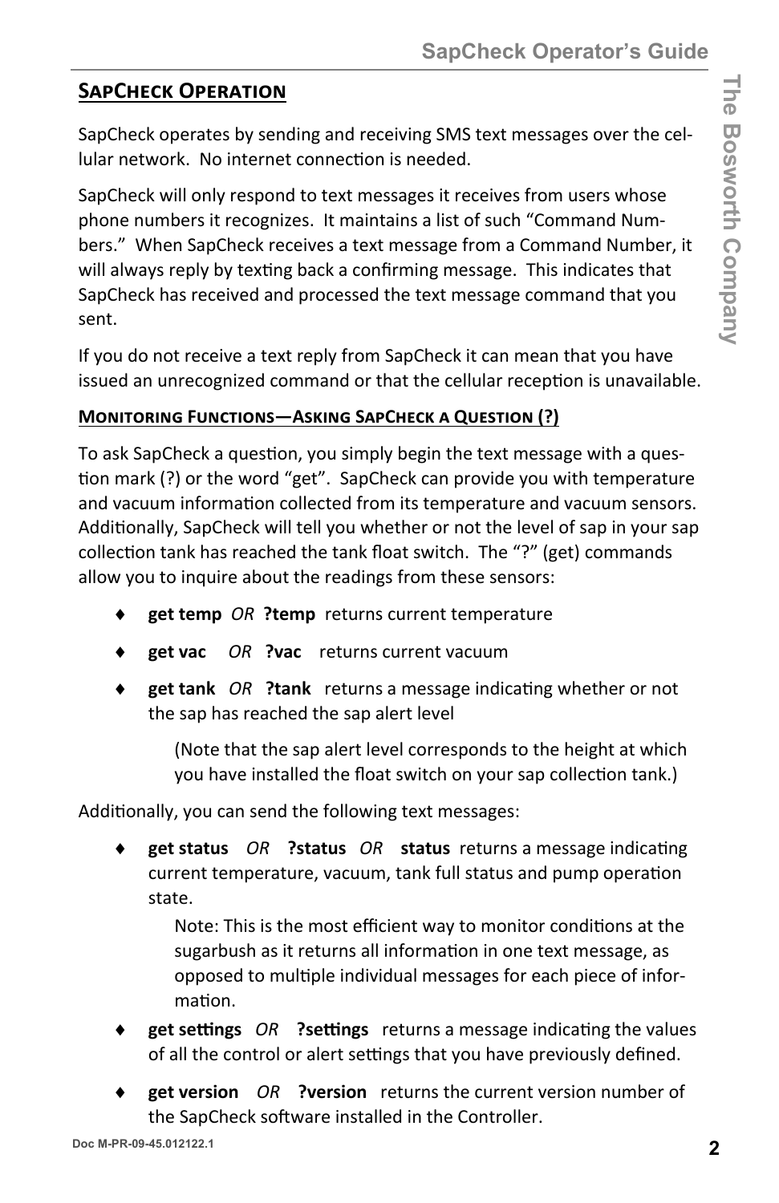## SapCheck Operation

SapCheck operates by sending and receiving SMS text messages over the cellular network. No internet connection is needed.

SapCheck will only respond to text messages it receives from users whose phone numbers it recognizes. It maintains a list of such "Command Numbers." When SapCheck receives a text message from a Command Number, it will always reply by texting back a confirming message. This indicates that SapCheck has received and processed the text message command that you sent.

If you do not receive a text reply from SapCheck it can mean that you have issued an unrecognized command or that the cellular reception is unavailable.

### Monitoring Functions—Asking SapCheck a Question (?)

To ask SapCheck a question, you simply begin the text message with a question mark (?) or the word "get". SapCheck can provide you with temperature and vacuum information collected from its temperature and vacuum sensors. Additionally, SapCheck will tell you whether or not the level of sap in your sap collection tank has reached the tank float switch. The "?" (get) commands allow you to inquire about the readings from these sensors:

- **get temp** *OR* **?temp** returns current temperature
- **get vac** *OR* **?vac** returns current vacuum
- **get tank** *OR* **?tank** returns a message indicating whether or not the sap has reached the sap alert level

  (Note that the sap alert level corresponds to the height at which you have installed the float switch on your sap collection tank.)

Additionally, you can send the following text messages:

- **get status** *OR* **?status** *OR* **status** returns a message indicating current temperature, vacuum, tank full status and pump operation state.

  Note: This is the most efficient way to monitor conditions at the sugarbush as it returns all information in one text message, as opposed to multiple individual messages for each piece of information.

- **get settings** *OR* **?settings** returns a message indicating the values of all the control or alert settings that you have previously defined.
- **get version** *OR* **?version** returns the current version number of the SapCheck software installed in the Controller.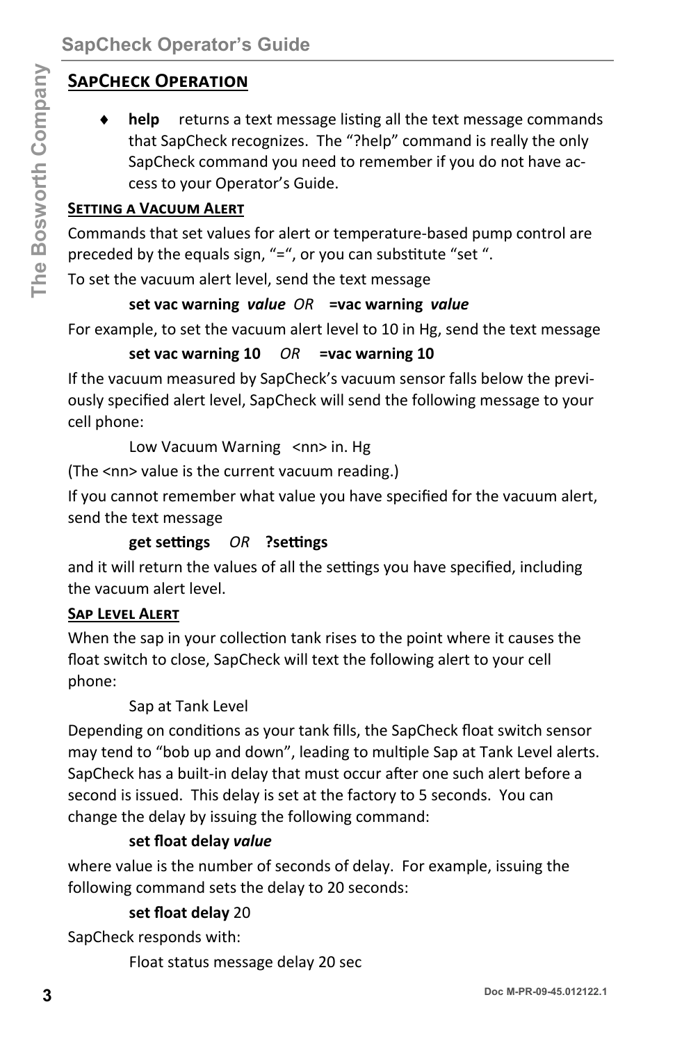## SapCheck Operation

- **help** returns a text message listing all the text message commands that SapCheck recognizes. The "?help" command is really the only SapCheck command you need to remember if you do not have access to your Operator's Guide.

### Setting a Vacuum Alert

Commands that set values for alert or temperature-based pump control are preceded by the equals sign, "=", or you can substitute "set ".

To set the vacuum alert level, send the text message

**set vac warning** ***value*** *OR* **=vac warning** ***value***

For example, to set the vacuum alert level to 10 in Hg, send the text message

**set vac warning 10** *OR* **=vac warning 10**

If the vacuum measured by SapCheck's vacuum sensor falls below the previously specified alert level, SapCheck will send the following message to your cell phone:

Low Vacuum Warning <nn> in. Hg

(The <nn> value is the current vacuum reading.)

If you cannot remember what value you have specified for the vacuum alert, send the text message

**get settings** *OR* **?settings**

and it will return the values of all the settings you have specified, including the vacuum alert level.

### Sap Level Alert

When the sap in your collection tank rises to the point where it causes the float switch to close, SapCheck will text the following alert to your cell phone:

Sap at Tank Level

Depending on conditions as your tank fills, the SapCheck float switch sensor may tend to "bob up and down", leading to multiple Sap at Tank Level alerts. SapCheck has a built-in delay that must occur after one such alert before a second is issued. This delay is set at the factory to 5 seconds. You can change the delay by issuing the following command:

**set float delay** ***value***

where value is the number of seconds of delay. For example, issuing the following command sets the delay to 20 seconds:

**set float delay** 20

SapCheck responds with:

Float status message delay 20 sec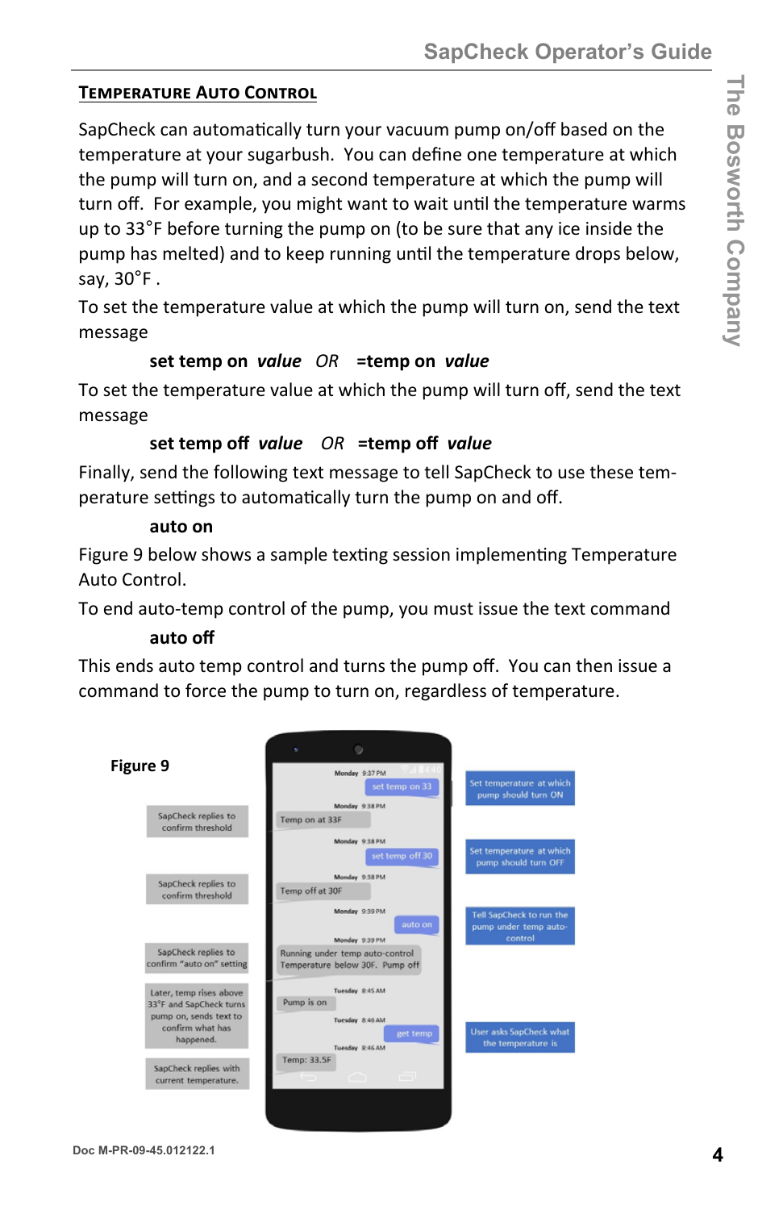## Temperature Auto Control

SapCheck can automatically turn your vacuum pump on/off based on the temperature at your sugarbush. You can define one temperature at which the pump will turn on, and a second temperature at which the pump will turn off. For example, you might want to wait until the temperature warms up to 33°F before turning the pump on (to be sure that any ice inside the pump has melted) and to keep running until the temperature drops below, say, 30°F .

To set the temperature value at which the pump will turn on, send the text message

**set temp on** ***value*** *OR* **=temp on** ***value***

To set the temperature value at which the pump will turn off, send the text message

**set temp off** ***value*** *OR* **=temp off** ***value***

Finally, send the following text message to tell SapCheck to use these temperature settings to automatically turn the pump on and off.

**auto on**

Figure 9 below shows a sample texting session implementing Temperature Auto Control.

To end auto-temp control of the pump, you must issue the text command

**auto off**

This ends auto temp control and turns the pump off. You can then issue a command to force the pump to turn on, regardless of temperature.

**Figure 9**

| SapCheck | Messages | User |
|---|---|---|
| | Monday 9:37 PM — set temp on 33 | Set temperature at which pump should turn ON |
| SapCheck replies to confirm threshold | Monday 9:38 PM — Temp on at 33F | |
| | Monday 9:38 PM — set temp off 30 | Set temperature at which pump should turn OFF |
| SapCheck replies to confirm threshold | Monday 9:38 PM — Temp off at 30F | |
| | Monday 9:39 PM — auto on | Tell SapCheck to run the pump under temp auto-control |
| SapCheck replies to confirm "auto on" setting | Monday 9:39 PM — Running under temp auto-control Temperature below 30F. Pump off | |
| Later, temp rises above 33°F and SapCheck turns pump on, sends text to confirm what has happened. | Tuesday 8:45 AM — Pump is on | |
| | Tuesday 8:46 AM — get temp | User asks SapCheck what the temperature is |
| SapCheck replies with current temperature. | Tuesday 8:46 AM — Temp: 33.5F | |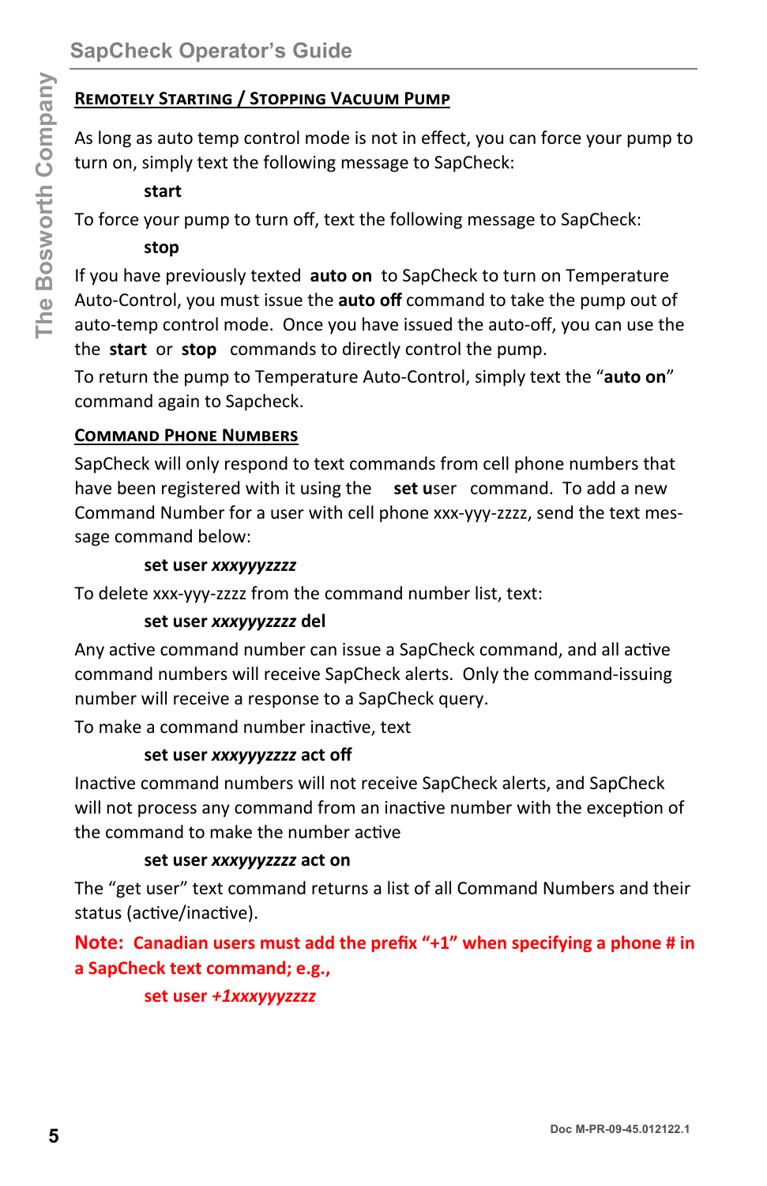## Remotely Starting / Stopping Vacuum Pump

As long as auto temp control mode is not in effect, you can force your pump to turn on, simply text the following message to SapCheck:

**start**

To force your pump to turn off, text the following message to SapCheck:

**stop**

If you have previously texted **auto on** to SapCheck to turn on Temperature Auto-Control, you must issue the **auto off** command to take the pump out of auto-temp control mode. Once you have issued the auto-off, you can use the the **start** or **stop** commands to directly control the pump.

To return the pump to Temperature Auto-Control, simply text the "**auto on**" command again to Sapcheck.

## Command Phone Numbers

SapCheck will only respond to text commands from cell phone numbers that have been registered with it using the **set u**ser command. To add a new Command Number for a user with cell phone xxx-yyy-zzzz, send the text message command below:

**set user *xxxyyyzzzz***

To delete xxx-yyy-zzzz from the command number list, text:

**set user *xxxyyyzzzz* del**

Any active command number can issue a SapCheck command, and all active command numbers will receive SapCheck alerts. Only the command-issuing number will receive a response to a SapCheck query.

To make a command number inactive, text

**set user *xxxyyyzzzz* act off**

Inactive command numbers will not receive SapCheck alerts, and SapCheck will not process any command from an inactive number with the exception of the command to make the number active

**set user *xxxyyyzzzz* act on**

The "get user" text command returns a list of all Command Numbers and their status (active/inactive).

**Note: Canadian users must add the prefix "+1" when specifying a phone # in a SapCheck text command; e.g.,**

**set user *+1xxxyyyzzzz***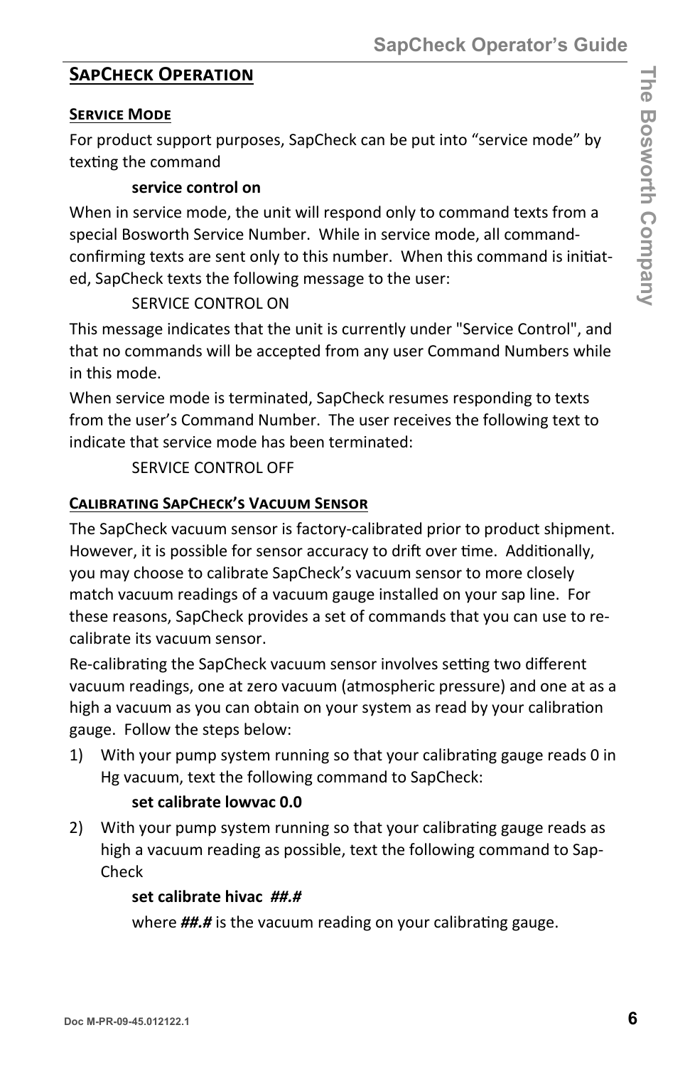## SapCheck Operation

### Service Mode

For product support purposes, SapCheck can be put into "service mode" by texting the command

**service control on**

When in service mode, the unit will respond only to command texts from a special Bosworth Service Number. While in service mode, all command-confirming texts are sent only to this number. When this command is initiated, SapCheck texts the following message to the user:

SERVICE CONTROL ON

This message indicates that the unit is currently under "Service Control", and that no commands will be accepted from any user Command Numbers while in this mode.

When service mode is terminated, SapCheck resumes responding to texts from the user's Command Number. The user receives the following text to indicate that service mode has been terminated:

SERVICE CONTROL OFF

### Calibrating SapCheck's Vacuum Sensor

The SapCheck vacuum sensor is factory-calibrated prior to product shipment. However, it is possible for sensor accuracy to drift over time. Additionally, you may choose to calibrate SapCheck's vacuum sensor to more closely match vacuum readings of a vacuum gauge installed on your sap line. For these reasons, SapCheck provides a set of commands that you can use to re-calibrate its vacuum sensor.

Re-calibrating the SapCheck vacuum sensor involves setting two different vacuum readings, one at zero vacuum (atmospheric pressure) and one at as a high a vacuum as you can obtain on your system as read by your calibration gauge. Follow the steps below:

1) With your pump system running so that your calibrating gauge reads 0 in Hg vacuum, text the following command to SapCheck:

   **set calibrate lowvac 0.0**

2) With your pump system running so that your calibrating gauge reads as high a vacuum reading as possible, text the following command to SapCheck

   **set calibrate hivac *##.#***

   where ***##.#*** is the vacuum reading on your calibrating gauge.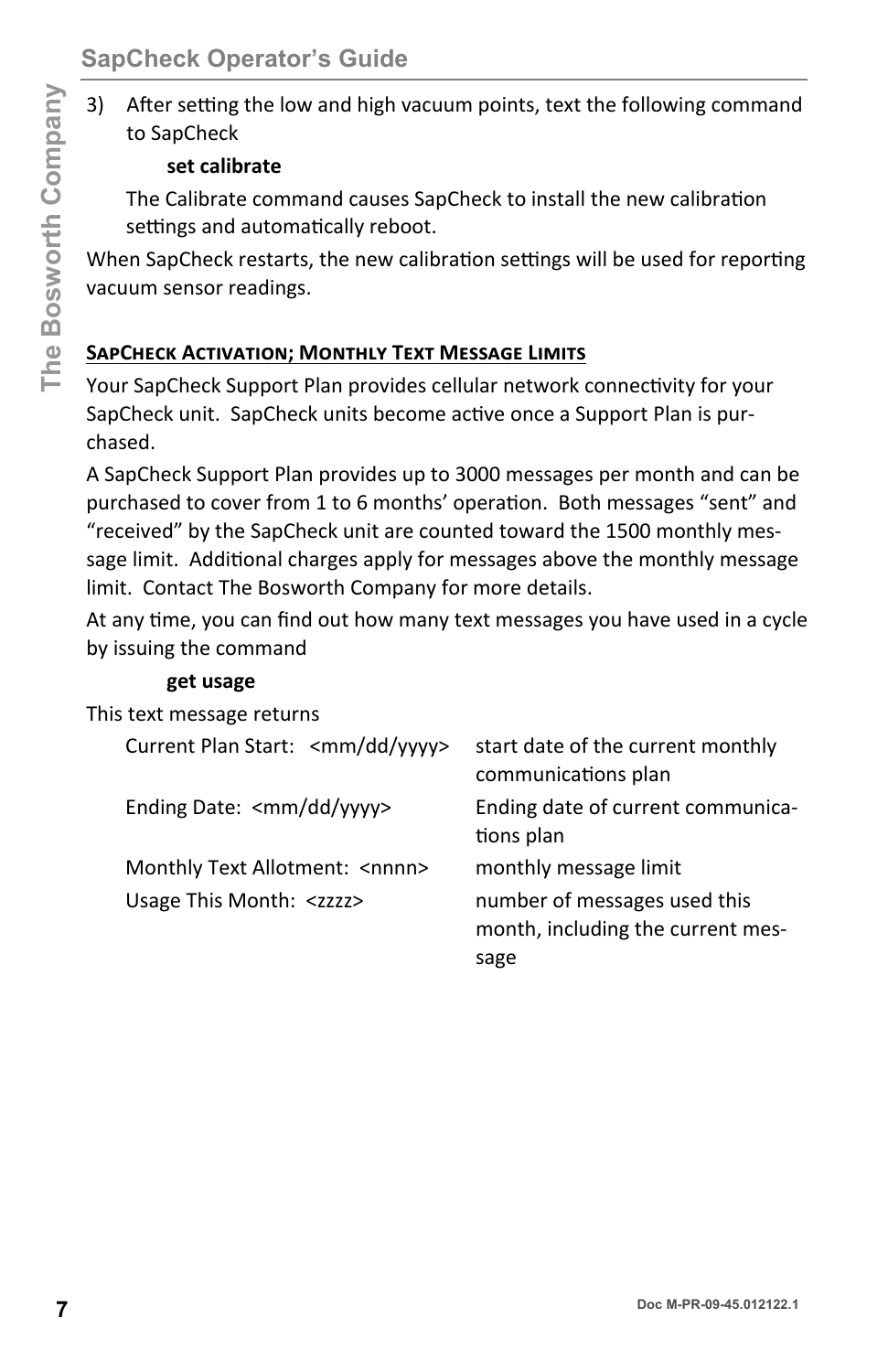3) After setting the low and high vacuum points, text the following command to SapCheck

    **set calibrate**

    The Calibrate command causes SapCheck to install the new calibration settings and automatically reboot.

When SapCheck restarts, the new calibration settings will be used for reporting vacuum sensor readings.

## SapCheck Activation; Monthly Text Message Limits

Your SapCheck Support Plan provides cellular network connectivity for your SapCheck unit. SapCheck units become active once a Support Plan is purchased.

A SapCheck Support Plan provides up to 3000 messages per month and can be purchased to cover from 1 to 6 months' operation. Both messages "sent" and "received" by the SapCheck unit are counted toward the 1500 monthly message limit. Additional charges apply for messages above the monthly message limit. Contact The Bosworth Company for more details.

At any time, you can find out how many text messages you have used in a cycle by issuing the command

**get usage**

This text message returns

| | |
|---|---|
| Current Plan Start: <mm/dd/yyyy> | start date of the current monthly communications plan |
| Ending Date: <mm/dd/yyyy> | Ending date of current communications plan |
| Monthly Text Allotment: <nnnn> | monthly message limit |
| Usage This Month: <zzzz> | number of messages used this month, including the current message |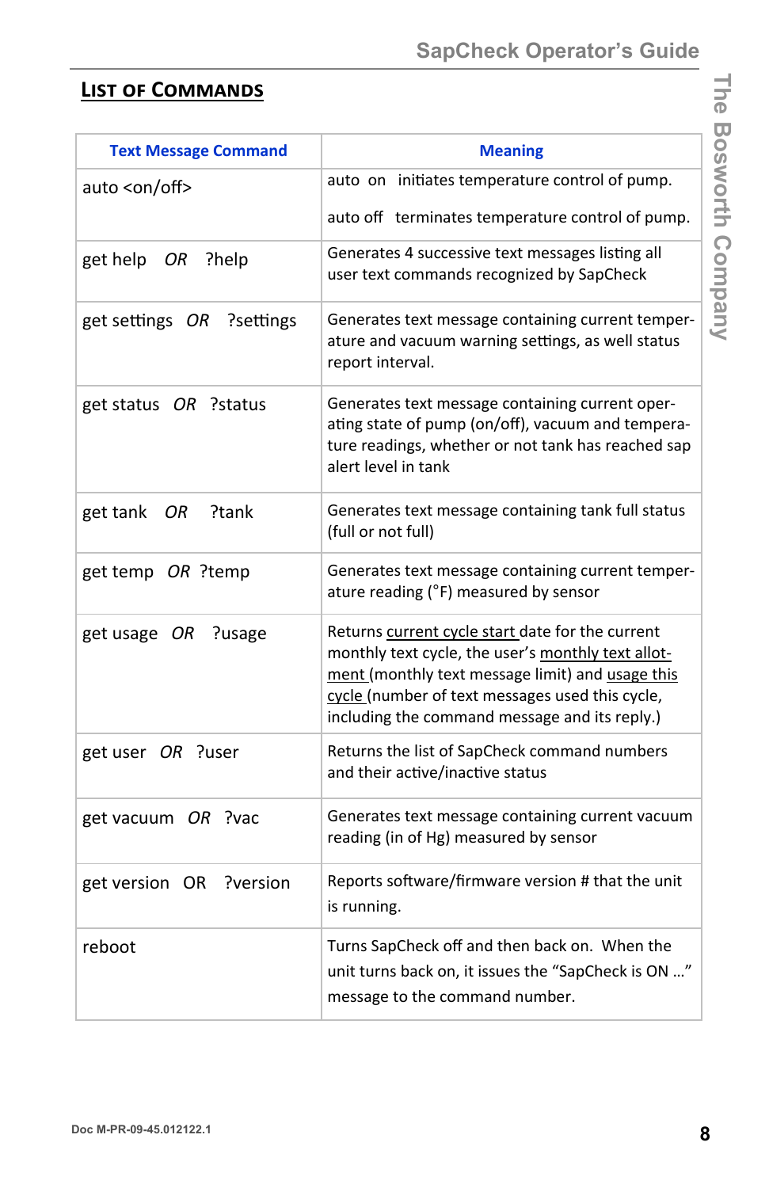## List of Commands

| Text Message Command | Meaning |
|---|---|
| auto <on/off> | auto on initiates temperature control of pump.<br><br>auto off terminates temperature control of pump. |
| get help *OR* ?help | Generates 4 successive text messages listing all user text commands recognized by SapCheck |
| get settings *OR* ?settings | Generates text message containing current temperature and vacuum warning settings, as well status report interval. |
| get status *OR* ?status | Generates text message containing current operating state of pump (on/off), vacuum and temperature readings, whether or not tank has reached sap alert level in tank |
| get tank *OR* ?tank | Generates text message containing tank full status (full or not full) |
| get temp *OR* ?temp | Generates text message containing current temperature reading (°F) measured by sensor |
| get usage *OR* ?usage | Returns current cycle start date for the current monthly text cycle, the user's monthly text allotment (monthly text message limit) and usage this cycle (number of text messages used this cycle, including the command message and its reply.) |
| get user *OR* ?user | Returns the list of SapCheck command numbers and their active/inactive status |
| get vacuum *OR* ?vac | Generates text message containing current vacuum reading (in of Hg) measured by sensor |
| get version OR ?version | Reports software/firmware version # that the unit is running. |
| reboot | Turns SapCheck off and then back on. When the unit turns back on, it issues the "SapCheck is ON …" message to the command number. |

Doc M-PR-09-45.012122.1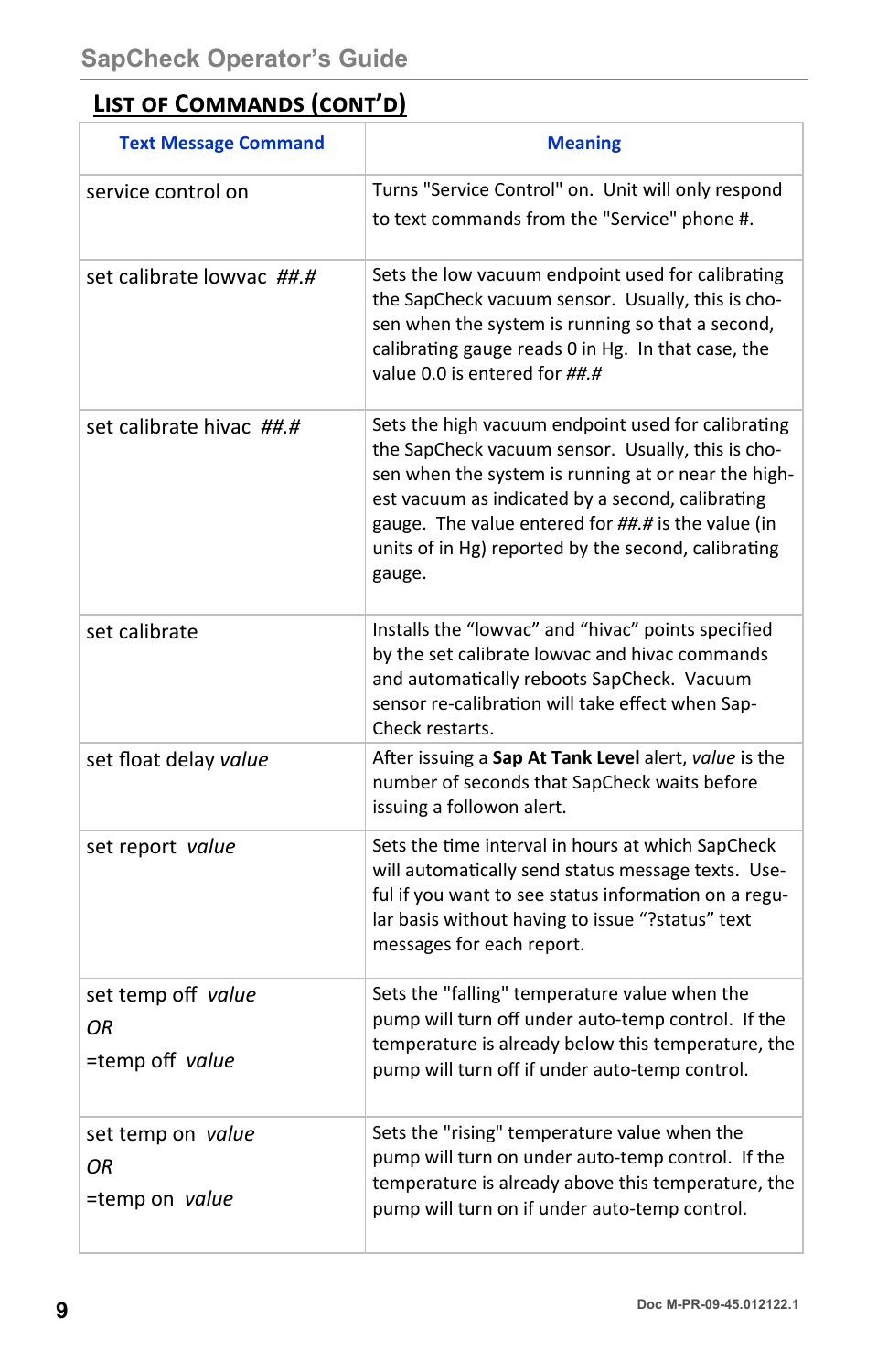## List of Commands (cont'd)

| Text Message Command | Meaning |
|---|---|
| service control on | Turns "Service Control" on. Unit will only respond to text commands from the "Service" phone #. |
| set calibrate lowvac *##.#* | Sets the low vacuum endpoint used for calibrating the SapCheck vacuum sensor. Usually, this is chosen when the system is running so that a second, calibrating gauge reads 0 in Hg. In that case, the value 0.0 is entered for *##.#* |
| set calibrate hivac *##.#* | Sets the high vacuum endpoint used for calibrating the SapCheck vacuum sensor. Usually, this is chosen when the system is running at or near the highest vacuum as indicated by a second, calibrating gauge. The value entered for *##.#* is the value (in units of in Hg) reported by the second, calibrating gauge. |
| set calibrate | Installs the "lowvac" and "hivac" points specified by the set calibrate lowvac and hivac commands and automatically reboots SapCheck. Vacuum sensor re-calibration will take effect when SapCheck restarts. |
| set float delay *value* | After issuing a **Sap At Tank Level** alert, *value* is the number of seconds that SapCheck waits before issuing a followon alert. |
| set report *value* | Sets the time interval in hours at which SapCheck will automatically send status message texts. Useful if you want to see status information on a regular basis without having to issue "?status" text messages for each report. |
| set temp off *value*<br>*OR*<br>=temp off *value* | Sets the "falling" temperature value when the pump will turn off under auto-temp control. If the temperature is already below this temperature, the pump will turn off if under auto-temp control. |
| set temp on *value*<br>*OR*<br>=temp on *value* | Sets the "rising" temperature value when the pump will turn on under auto-temp control. If the temperature is already above this temperature, the pump will turn on if under auto-temp control. |

Doc M-PR-09-45.012122.1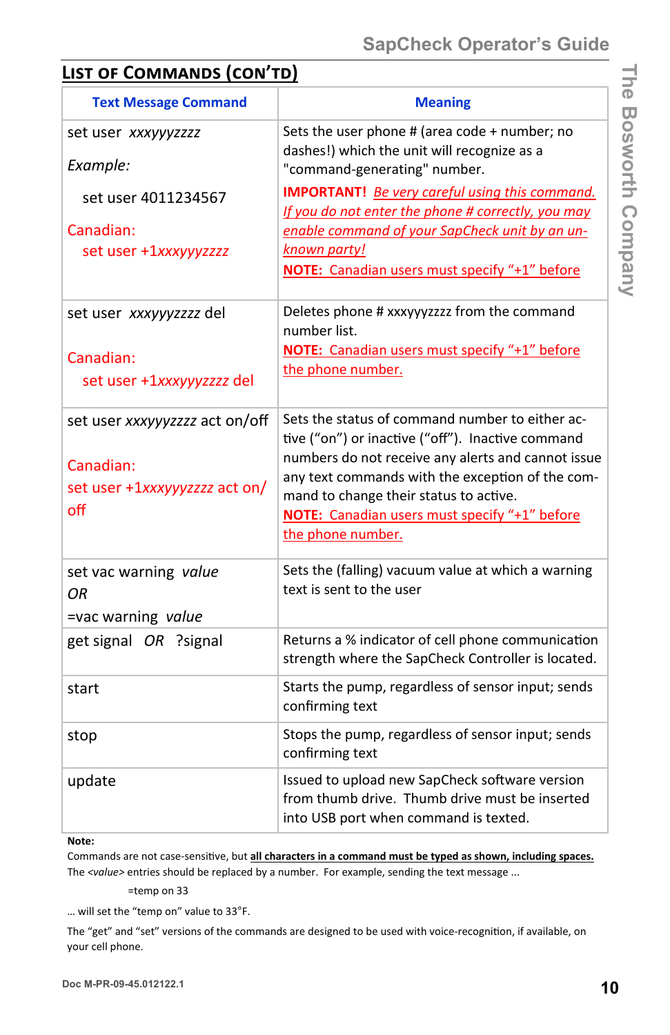## List of Commands (con'td)

| Text Message Command | Meaning |
|---|---|
| set user *xxxyyyzzzz*<br><br>*Example:*<br><br>set user 4011234567<br><br>Canadian:<br>set user +1*xxxyyyzzzz* | Sets the user phone # (area code + number; no dashes!) which the unit will recognize as a "command-generating" number.<br>**IMPORTANT!** *Be very careful using this command. If you do not enter the phone # correctly, you may enable command of your SapCheck unit by an unknown party!*<br>**NOTE:** Canadian users must specify "+1" before |
| set user *xxxyyyzzzz* del<br><br>Canadian:<br>set user +1*xxxyyyzzzz* del | Deletes phone # xxxyyyzzzz from the command number list.<br>**NOTE:** Canadian users must specify "+1" before the phone number. |
| set user *xxxyyyzzzz* act on/off<br><br>Canadian:<br>set user +1*xxxyyyzzzz* act on/off | Sets the status of command number to either active ("on") or inactive ("off"). Inactive command numbers do not receive any alerts and cannot issue any text commands with the exception of the command to change their status to active.<br>**NOTE:** Canadian users must specify "+1" before the phone number. |
| set vac warning *value*<br>*OR*<br>=vac warning *value* | Sets the (falling) vacuum value at which a warning text is sent to the user |
| get signal *OR* ?signal | Returns a % indicator of cell phone communication strength where the SapCheck Controller is located. |
| start | Starts the pump, regardless of sensor input; sends confirming text |
| stop | Stops the pump, regardless of sensor input; sends confirming text |
| update | Issued to upload new SapCheck software version from thumb drive. Thumb drive must be inserted into USB port when command is texted. |

**Note:**

Commands are not case-sensitive, but **all characters in a command must be typed as shown, including spaces.**

The <*value*> entries should be replaced by a number. For example, sending the text message ...

=temp on 33

... will set the "temp on" value to 33°F.

The "get" and "set" versions of the commands are designed to be used with voice-recognition, if available, on your cell phone.

Doc M-PR-09-45.012122.1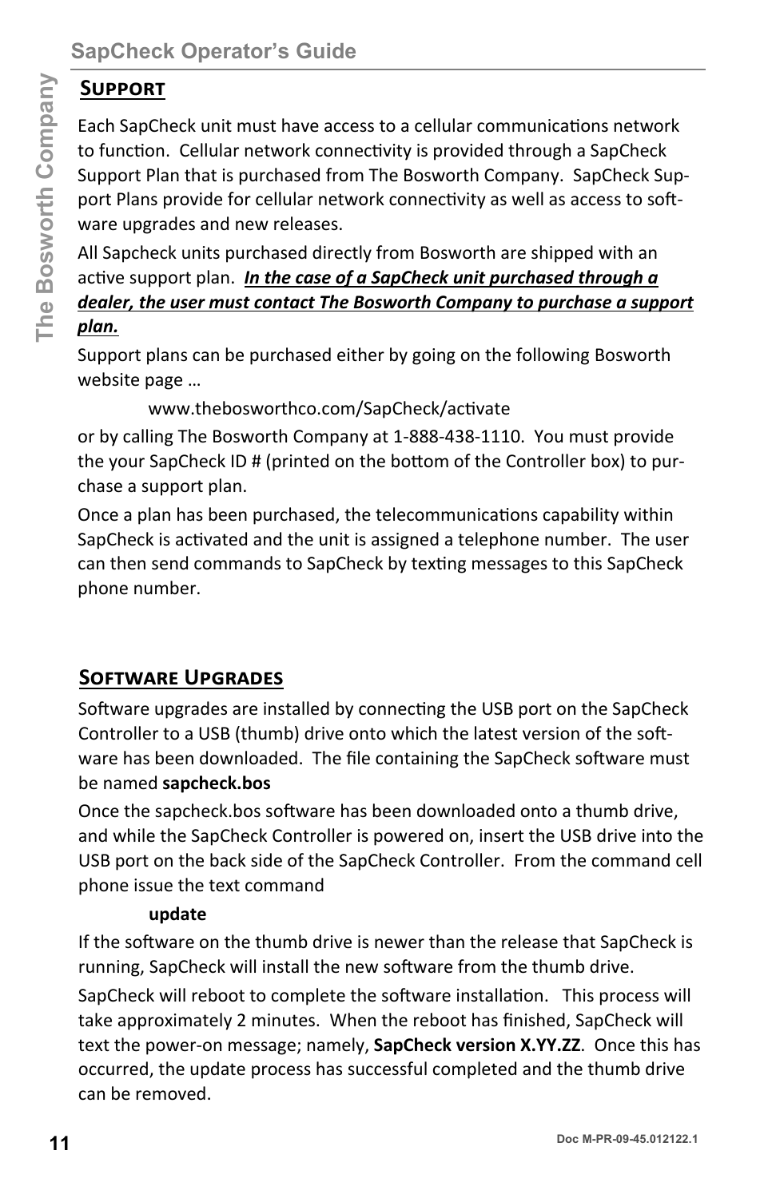## SUPPORT

Each SapCheck unit must have access to a cellular communications network to function. Cellular network connectivity is provided through a SapCheck Support Plan that is purchased from The Bosworth Company. SapCheck Support Plans provide for cellular network connectivity as well as access to software upgrades and new releases.

All Sapcheck units purchased directly from Bosworth are shipped with an active support plan. ***In the case of a SapCheck unit purchased through a dealer, the user must contact The Bosworth Company to purchase a support plan.***

Support plans can be purchased either by going on the following Bosworth website page …

www.thebosworthco.com/SapCheck/activate

or by calling The Bosworth Company at 1-888-438-1110. You must provide the your SapCheck ID # (printed on the bottom of the Controller box) to purchase a support plan.

Once a plan has been purchased, the telecommunications capability within SapCheck is activated and the unit is assigned a telephone number. The user can then send commands to SapCheck by texting messages to this SapCheck phone number.

## SOFTWARE UPGRADES

Software upgrades are installed by connecting the USB port on the SapCheck Controller to a USB (thumb) drive onto which the latest version of the software has been downloaded. The file containing the SapCheck software must be named **sapcheck.bos**

Once the sapcheck.bos software has been downloaded onto a thumb drive, and while the SapCheck Controller is powered on, insert the USB drive into the USB port on the back side of the SapCheck Controller. From the command cell phone issue the text command

**update**

If the software on the thumb drive is newer than the release that SapCheck is running, SapCheck will install the new software from the thumb drive.

SapCheck will reboot to complete the software installation. This process will take approximately 2 minutes. When the reboot has finished, SapCheck will text the power-on message; namely, **SapCheck version X.YY.ZZ**. Once this has occurred, the update process has successful completed and the thumb drive can be removed.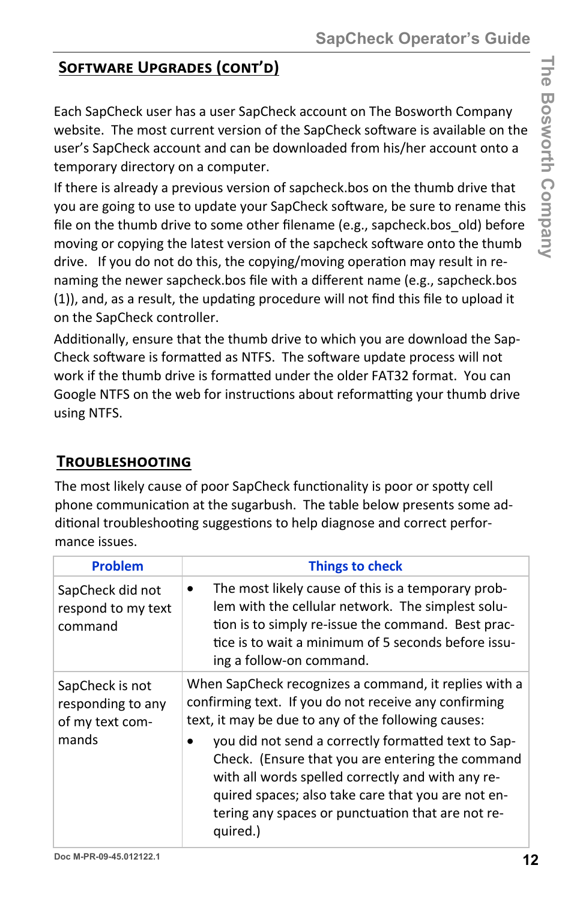## Software Upgrades (cont'd)

Each SapCheck user has a user SapCheck account on The Bosworth Company website. The most current version of the SapCheck software is available on the user's SapCheck account and can be downloaded from his/her account onto a temporary directory on a computer.

If there is already a previous version of sapcheck.bos on the thumb drive that you are going to use to update your SapCheck software, be sure to rename this file on the thumb drive to some other filename (e.g., sapcheck.bos_old) before moving or copying the latest version of the sapcheck software onto the thumb drive. If you do not do this, the copying/moving operation may result in re-naming the newer sapcheck.bos file with a different name (e.g., sapcheck.bos (1)), and, as a result, the updating procedure will not find this file to upload it on the SapCheck controller.

Additionally, ensure that the thumb drive to which you are download the Sap-Check software is formatted as NTFS. The software update process will not work if the thumb drive is formatted under the older FAT32 format. You can Google NTFS on the web for instructions about reformatting your thumb drive using NTFS.

## Troubleshooting

The most likely cause of poor SapCheck functionality is poor or spotty cell phone communication at the sugarbush. The table below presents some additional troubleshooting suggestions to help diagnose and correct performance issues.

| Problem | Things to check |
|---|---|
| SapCheck did not respond to my text command | • The most likely cause of this is a temporary problem with the cellular network. The simplest solution is to simply re-issue the command. Best practice is to wait a minimum of 5 seconds before issuing a follow-on command. |
| SapCheck is not responding to any of my text commands | When SapCheck recognizes a command, it replies with a confirming text. If you do not receive any confirming text, it may be due to any of the following causes:<br>• you did not send a correctly formatted text to SapCheck. (Ensure that you are entering the command with all words spelled correctly and with any required spaces; also take care that you are not entering any spaces or punctuation that are not required.) |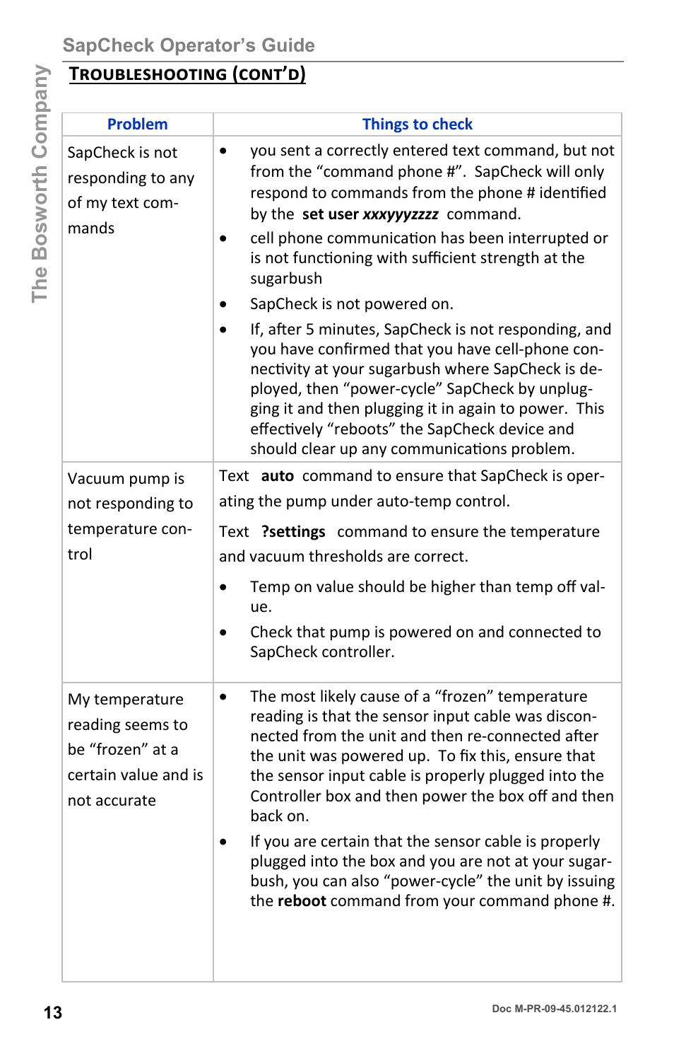## Troubleshooting (cont'd)

| Problem | Things to check |
|---|---|
| SapCheck is not responding to any of my text commands | • you sent a correctly entered text command, but not from the "command phone #". SapCheck will only respond to commands from the phone # identified by the **set user *xxxyyyzzzz*** command.<br>• cell phone communication has been interrupted or is not functioning with sufficient strength at the sugarbush<br>• SapCheck is not powered on.<br>• If, after 5 minutes, SapCheck is not responding, and you have confirmed that you have cell-phone connectivity at your sugarbush where SapCheck is deployed, then "power-cycle" SapCheck by unplugging it and then plugging it in again to power. This effectively "reboots" the SapCheck device and should clear up any communications problem. |
| Vacuum pump is not responding to temperature control | Text **auto** command to ensure that SapCheck is operating the pump under auto-temp control.<br>Text **?settings** command to ensure the temperature and vacuum thresholds are correct.<br>• Temp on value should be higher than temp off value.<br>• Check that pump is powered on and connected to SapCheck controller. |
| My temperature reading seems to be "frozen" at a certain value and is not accurate | • The most likely cause of a "frozen" temperature reading is that the sensor input cable was disconnected from the unit and then re-connected after the unit was powered up. To fix this, ensure that the sensor input cable is properly plugged into the Controller box and then power the box off and then back on.<br>• If you are certain that the sensor cable is properly plugged into the box and you are not at your sugarbush, you can also "power-cycle" the unit by issuing the **reboot** command from your command phone #. |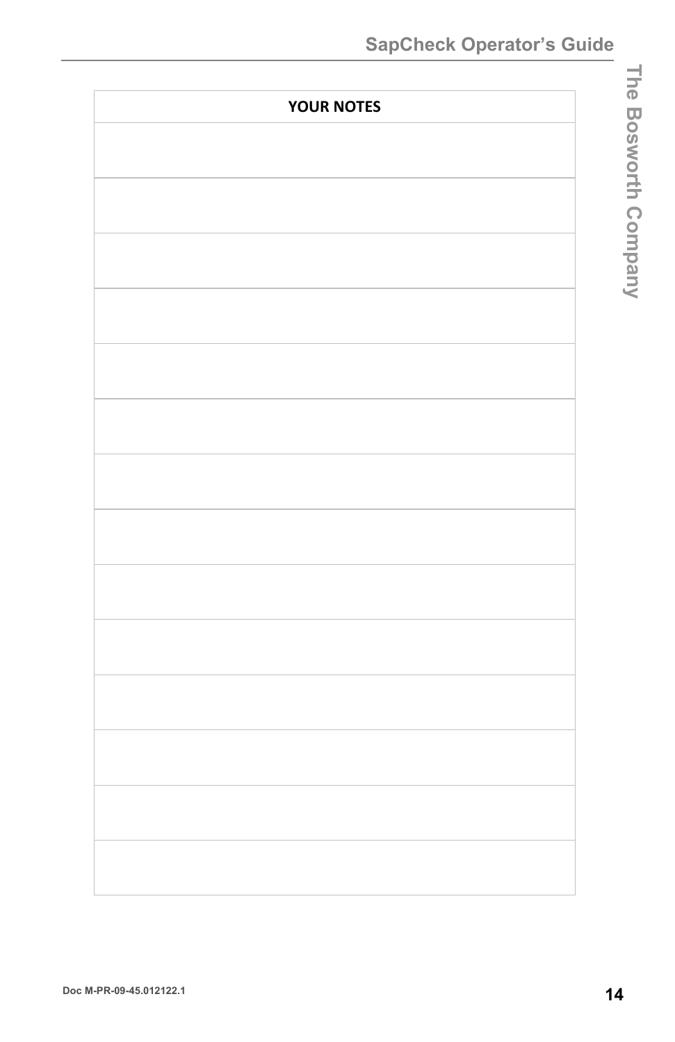| YOUR NOTES |
| --- |
| |
| |
| |
| |
| |
| |
| |
| |
| |
| |
| |
| |
| |
| |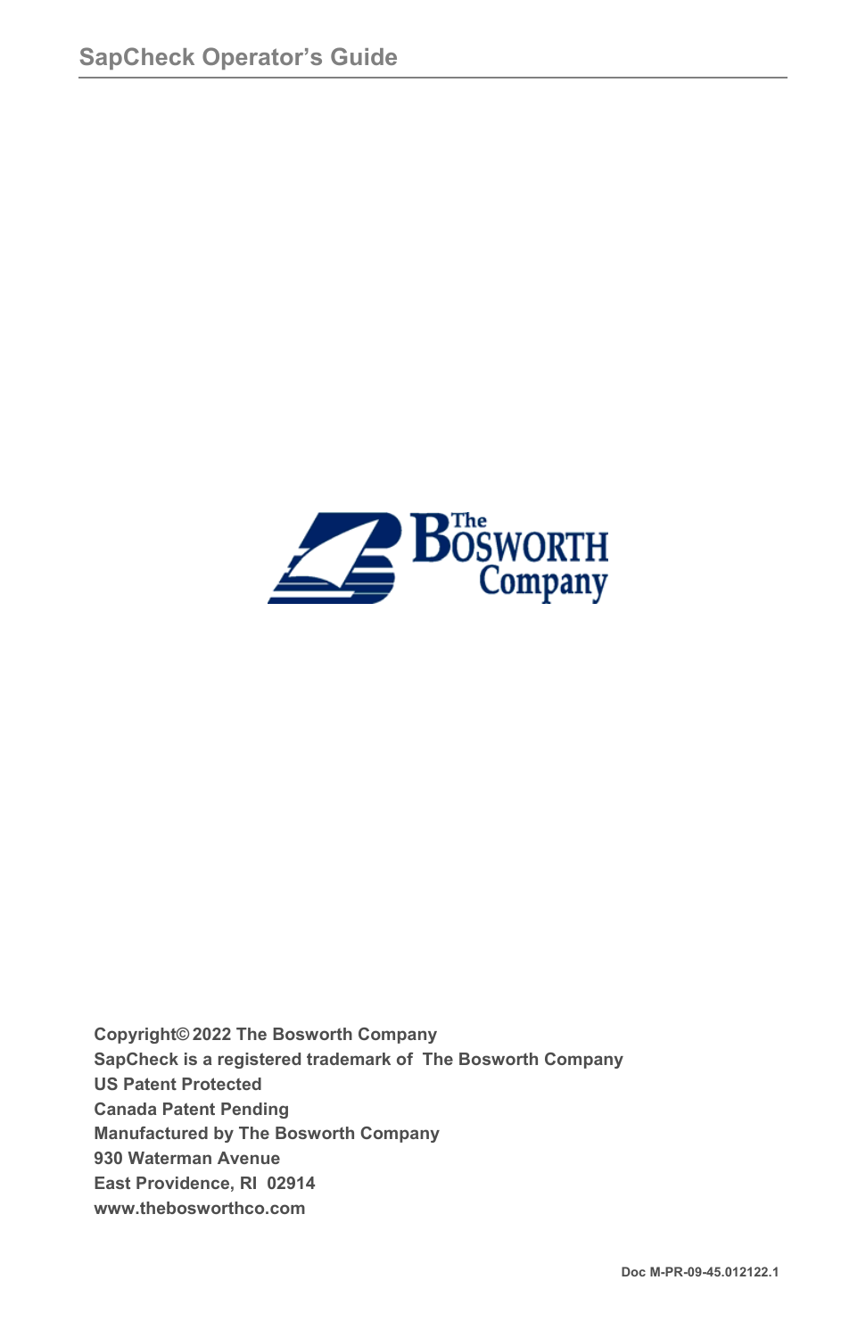The Bosworth Company

**Copyright© 2022 The Bosworth Company**
**SapCheck is a registered trademark of The Bosworth Company**
**US Patent Protected**
**Canada Patent Pending**
**Manufactured by The Bosworth Company**
**930 Waterman Avenue**
**East Providence, RI 02914**
**www.thebosworthco.com**

**Doc M-PR-09-45.012122.1**